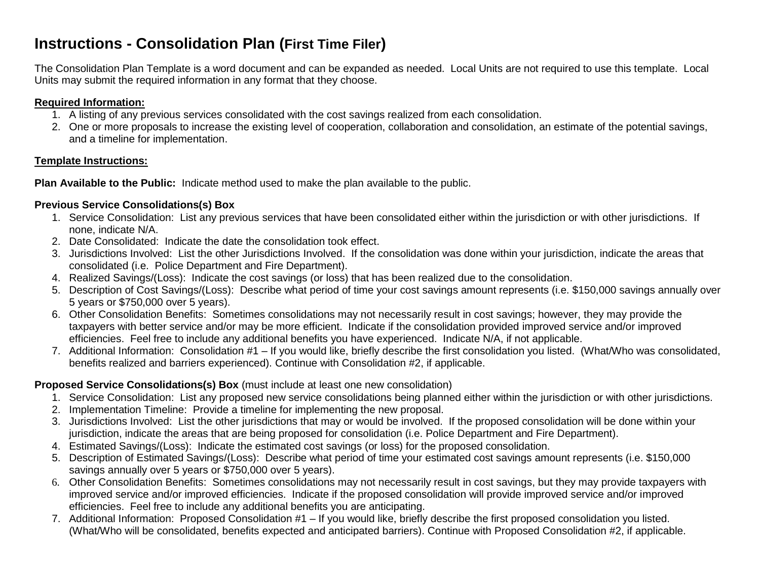# Instructions - Consolidation Plan (First Time Filer)

The Consolidation Plan Template is a word document and can be expanded as needed. Local Units are not required to use this template. Local Units may submit the required information in any format that they choose.

**Required Information:**

1. A listing of any previous services consolidated with the cost savings realized from each consolidation.
2. One or more proposals to increase the existing level of cooperation, collaboration and consolidation, an estimate of the potential savings, and a timeline for implementation.

**Template Instructions:**

**Plan Available to the Public:** Indicate method used to make the plan available to the public.

**Previous Service Consolidations(s) Box**

1. Service Consolidation: List any previous services that have been consolidated either within the jurisdiction or with other jurisdictions. If none, indicate N/A.
2. Date Consolidated: Indicate the date the consolidation took effect.
3. Jurisdictions Involved: List the other Jurisdictions Involved. If the consolidation was done within your jurisdiction, indicate the areas that consolidated (i.e. Police Department and Fire Department).
4. Realized Savings/(Loss): Indicate the cost savings (or loss) that has been realized due to the consolidation.
5. Description of Cost Savings/(Loss): Describe what period of time your cost savings amount represents (i.e. $150,000 savings annually over 5 years or $750,000 over 5 years).
6. Other Consolidation Benefits: Sometimes consolidations may not necessarily result in cost savings; however, they may provide the taxpayers with better service and/or may be more efficient. Indicate if the consolidation provided improved service and/or improved efficiencies. Feel free to include any additional benefits you have experienced. Indicate N/A, if not applicable.
7. Additional Information: Consolidation #1 – If you would like, briefly describe the first consolidation you listed. (What/Who was consolidated, benefits realized and barriers experienced). Continue with Consolidation #2, if applicable.

**Proposed Service Consolidations(s) Box** (must include at least one new consolidation)

1. Service Consolidation: List any proposed new service consolidations being planned either within the jurisdiction or with other jurisdictions.
2. Implementation Timeline: Provide a timeline for implementing the new proposal.
3. Jurisdictions Involved: List the other jurisdictions that may or would be involved. If the proposed consolidation will be done within your jurisdiction, indicate the areas that are being proposed for consolidation (i.e. Police Department and Fire Department).
4. Estimated Savings/(Loss): Indicate the estimated cost savings (or loss) for the proposed consolidation.
5. Description of Estimated Savings/(Loss): Describe what period of time your estimated cost savings amount represents (i.e. $150,000 savings annually over 5 years or $750,000 over 5 years).
6. Other Consolidation Benefits: Sometimes consolidations may not necessarily result in cost savings, but they may provide taxpayers with improved service and/or improved efficiencies. Indicate if the proposed consolidation will provide improved service and/or improved efficiencies. Feel free to include any additional benefits you are anticipating.
7. Additional Information: Proposed Consolidation #1 – If you would like, briefly describe the first proposed consolidation you listed. (What/Who will be consolidated, benefits expected and anticipated barriers). Continue with Proposed Consolidation #2, if applicable.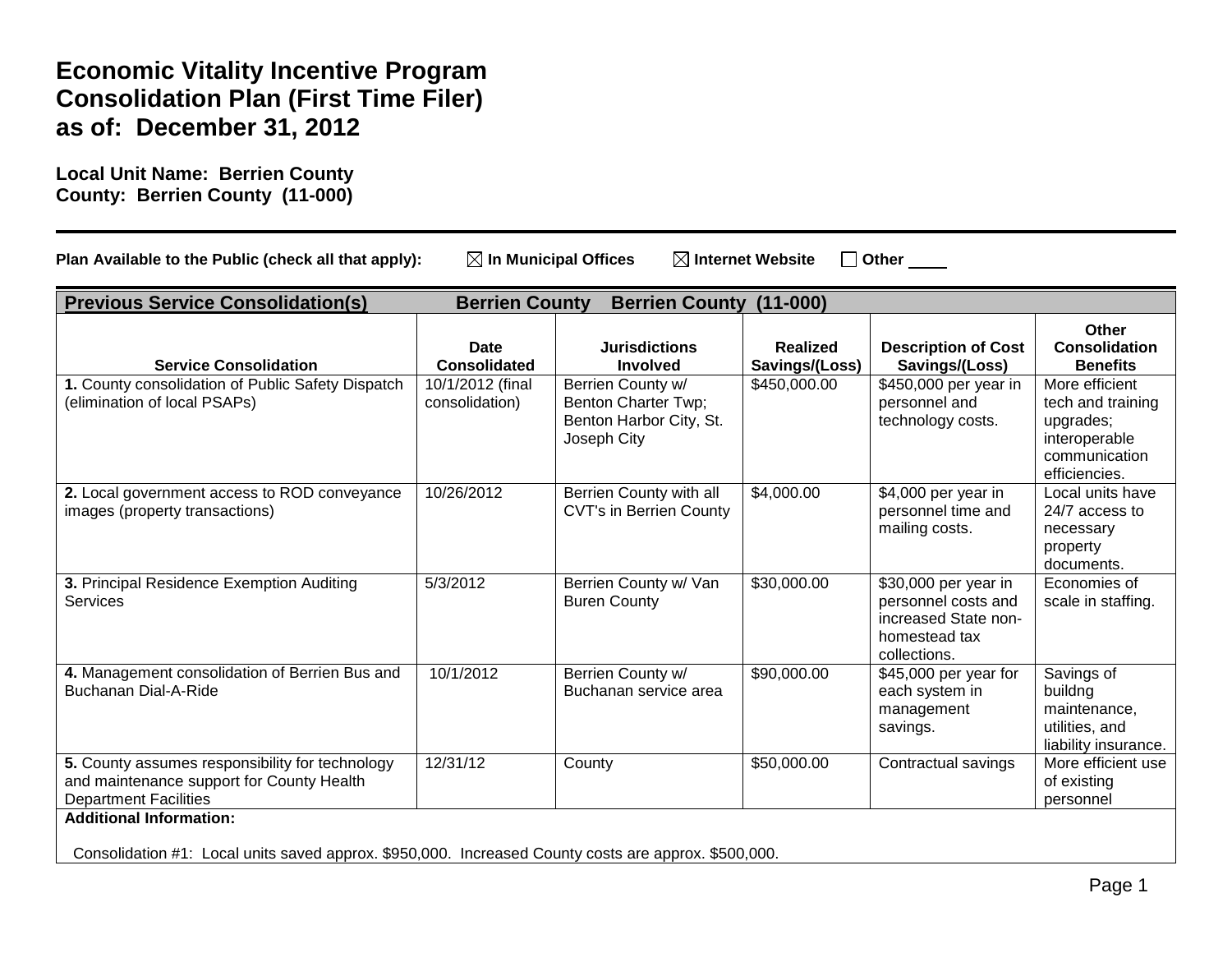# Economic Vitality Incentive Program
# Consolidation Plan (First Time Filer)
# as of: December 31, 2012

**Local Unit Name: Berrien County**
**County: Berrien County (11-000)**

---

**Plan Available to the Public (check all that apply):** ☒ **In Municipal Offices** ☒ **Internet Website** ☐ **Other \_\_\_\_**

| **Previous Service Consolidation(s)** Berrien County Berrien County (11-000) | | | | | |
|---|---|---|---|---|---|
| **Service Consolidation** | **Date Consolidated** | **Jurisdictions Involved** | **Realized Savings/(Loss)** | **Description of Cost Savings/(Loss)** | **Other Consolidation Benefits** |
| **1.** County consolidation of Public Safety Dispatch (elimination of local PSAPs) | 10/1/2012 (final consolidation) | Berrien County w/ Benton Charter Twp; Benton Harbor City, St. Joseph City | $450,000.00 | $450,000 per year in personnel and technology costs. | More efficient tech and training upgrades; interoperable communication efficiencies. |
| **2.** Local government access to ROD conveyance images (property transactions) | 10/26/2012 | Berrien County with all CVT's in Berrien County | $4,000.00 | $4,000 per year in personnel time and mailing costs. | Local units have 24/7 access to necessary property documents. |
| **3.** Principal Residence Exemption Auditing Services | 5/3/2012 | Berrien County w/ Van Buren County | $30,000.00 | $30,000 per year in personnel costs and increased State non-homestead tax collections. | Economies of scale in staffing. |
| **4.** Management consolidation of Berrien Bus and Buchanan Dial-A-Ride | 10/1/2012 | Berrien County w/ Buchanan service area | $90,000.00 | $45,000 per year for each system in management savings. | Savings of buildng maintenance, utilities, and liability insurance. |
| **5.** County assumes responsibility for technology and maintenance support for County Health Department Facilities | 12/31/12 | County | $50,000.00 | Contractual savings | More efficient use of existing personnel |

**Additional Information:**

Consolidation #1: Local units saved approx. $950,000. Increased County costs are approx. $500,000.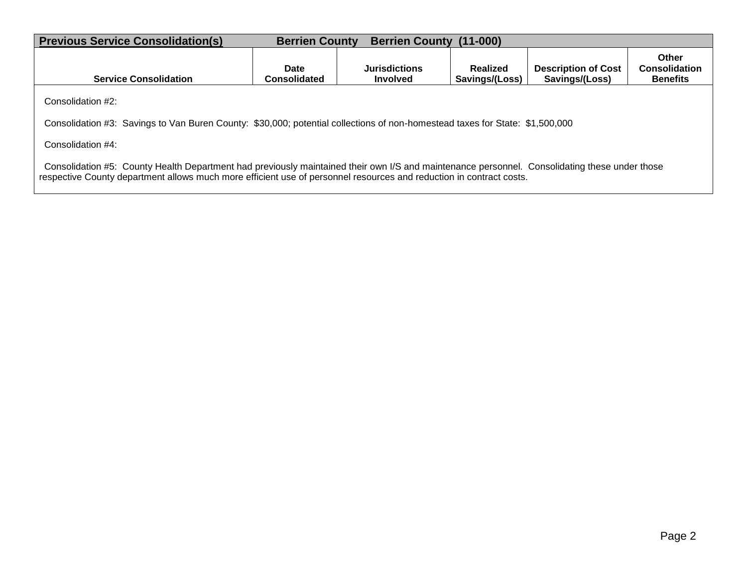| Previous Service Consolidation(s) | Berrien County Berrien County (11-000) | | | | |
|---|---|---|---|---|---|
| **Service Consolidation** | **Date Consolidated** | **Jurisdictions Involved** | **Realized Savings/(Loss)** | **Description of Cost Savings/(Loss)** | **Other Consolidation Benefits** |

Consolidation #2:

Consolidation #3: Savings to Van Buren County: $30,000; potential collections of non-homestead taxes for State: $1,500,000

Consolidation #4:

Consolidation #5: County Health Department had previously maintained their own I/S and maintenance personnel. Consolidating these under those respective County department allows much more efficient use of personnel resources and reduction in contract costs.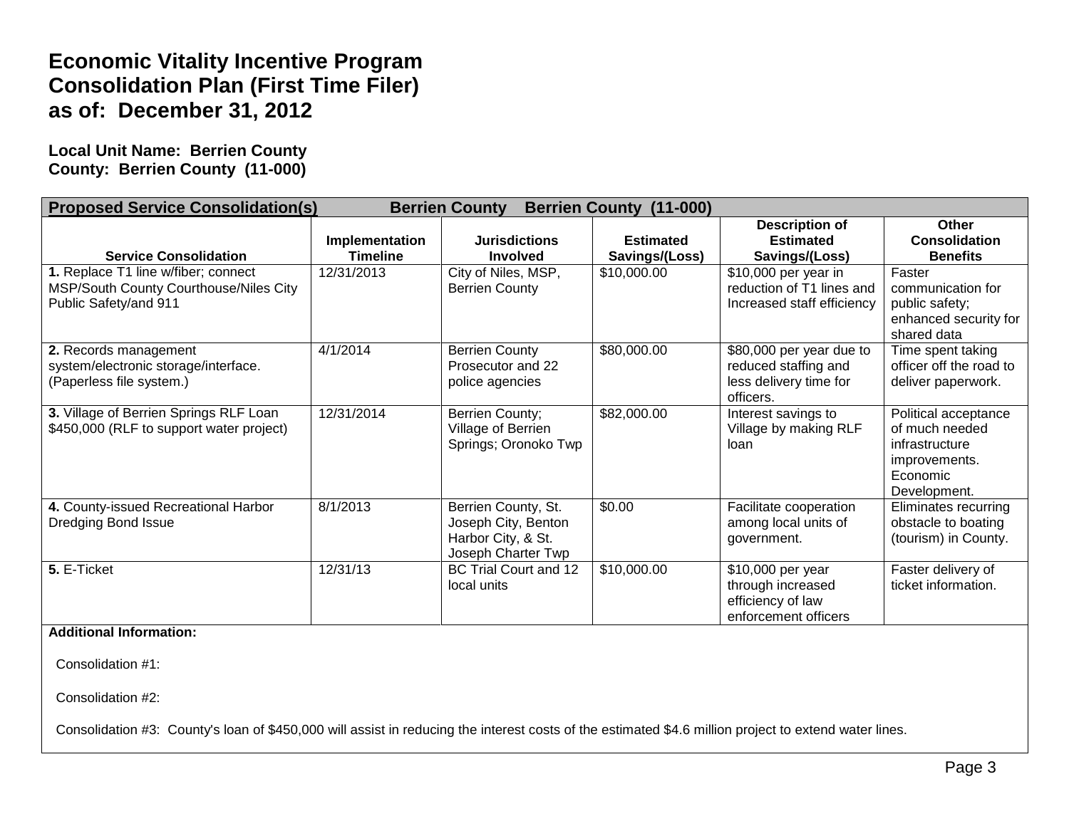# Economic Vitality Incentive Program
# Consolidation Plan (First Time Filer)
# as of: December 31, 2012

**Local Unit Name: Berrien County**
**County: Berrien County (11-000)**

| **Proposed Service Consolidation(s)** Berrien County Berrien County (11-000) | | | | | |
|---|---|---|---|---|---|
| **Service Consolidation** | **Implementation Timeline** | **Jurisdictions Involved** | **Estimated Savings/(Loss)** | **Description of Estimated Savings/(Loss)** | **Other Consolidation Benefits** |
| **1.** Replace T1 line w/fiber; connect MSP/South County Courthouse/Niles City Public Safety/and 911 | 12/31/2013 | City of Niles, MSP, Berrien County | $10,000.00 | $10,000 per year in reduction of T1 lines and Increased staff efficiency | Faster communication for public safety; enhanced security for shared data |
| **2.** Records management system/electronic storage/interface. (Paperless file system.) | 4/1/2014 | Berrien County Prosecutor and 22 police agencies | $80,000.00 | $80,000 per year due to reduced staffing and less delivery time for officers. | Time spent taking officer off the road to deliver paperwork. |
| **3.** Village of Berrien Springs RLF Loan $450,000 (RLF to support water project) | 12/31/2014 | Berrien County; Village of Berrien Springs; Oronoko Twp | $82,000.00 | Interest savings to Village by making RLF loan | Political acceptance of much needed infrastructure improvements. Economic Development. |
| **4.** County-issued Recreational Harbor Dredging Bond Issue | 8/1/2013 | Berrien County, St. Joseph City, Benton Harbor City, & St. Joseph Charter Twp | $0.00 | Facilitate cooperation among local units of government. | Eliminates recurring obstacle to boating (tourism) in County. |
| **5.** E-Ticket | 12/31/13 | BC Trial Court and 12 local units | $10,000.00 | $10,000 per year through increased efficiency of law enforcement officers | Faster delivery of ticket information. |

**Additional Information:**

Consolidation #1:

Consolidation #2:

Consolidation #3: County's loan of $450,000 will assist in reducing the interest costs of the estimated $4.6 million project to extend water lines.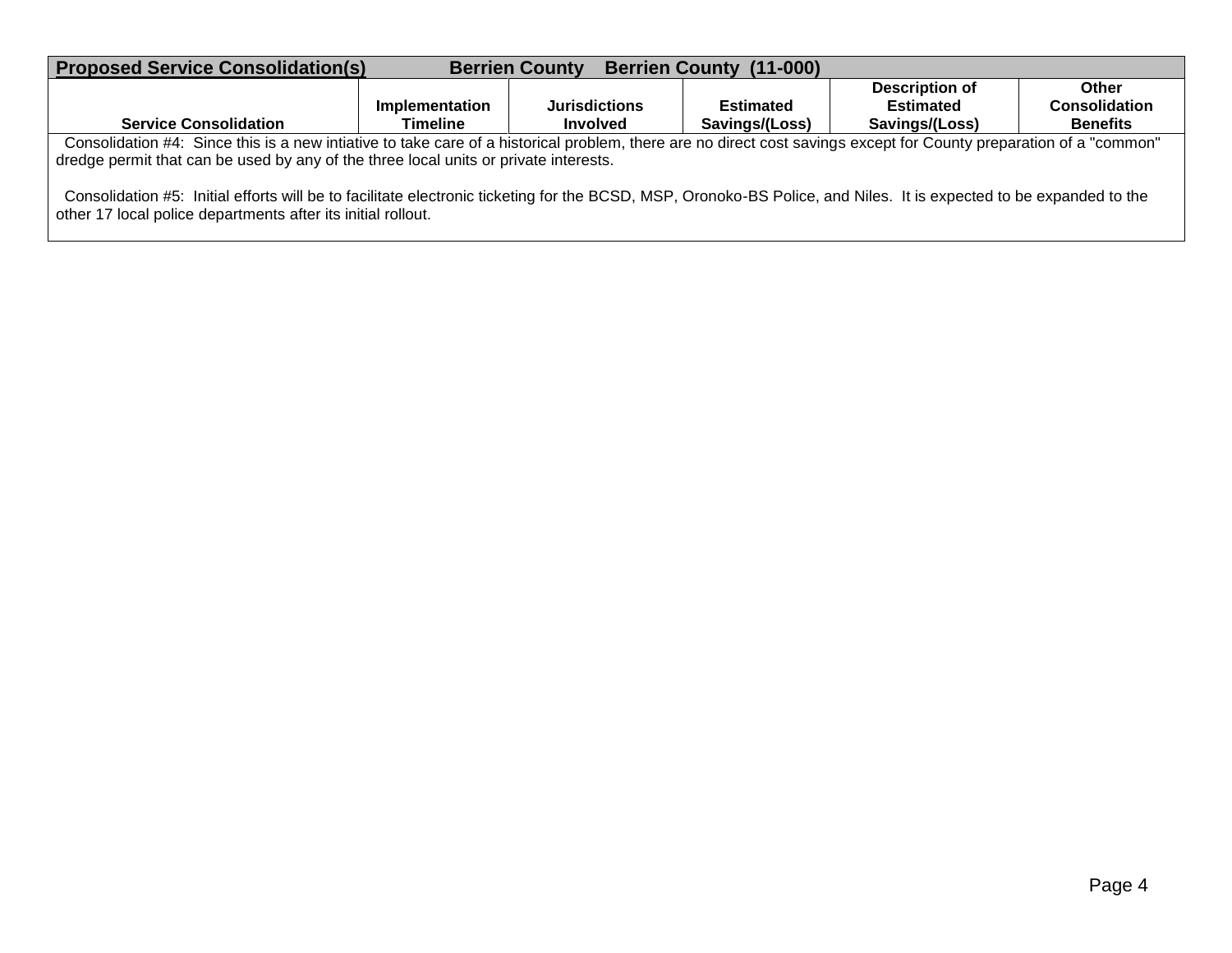| Proposed Service Consolidation(s) Berrien County Berrien County (11-000) | | | | | |
|---|---|---|---|---|---|
| **Service Consolidation** | **Implementation Timeline** | **Jurisdictions Involved** | **Estimated Savings/(Loss)** | **Description of Estimated Savings/(Loss)** | **Other Consolidation Benefits** |
| Consolidation #4: Since this is a new intiative to take care of a historical problem, there are no direct cost savings except for County preparation of a "common" dredge permit that can be used by any of the three local units or private interests.<br><br>Consolidation #5: Initial efforts will be to facilitate electronic ticketing for the BCSD, MSP, Oronoko-BS Police, and Niles. It is expected to be expanded to the other 17 local police departments after its initial rollout. | | | | | |